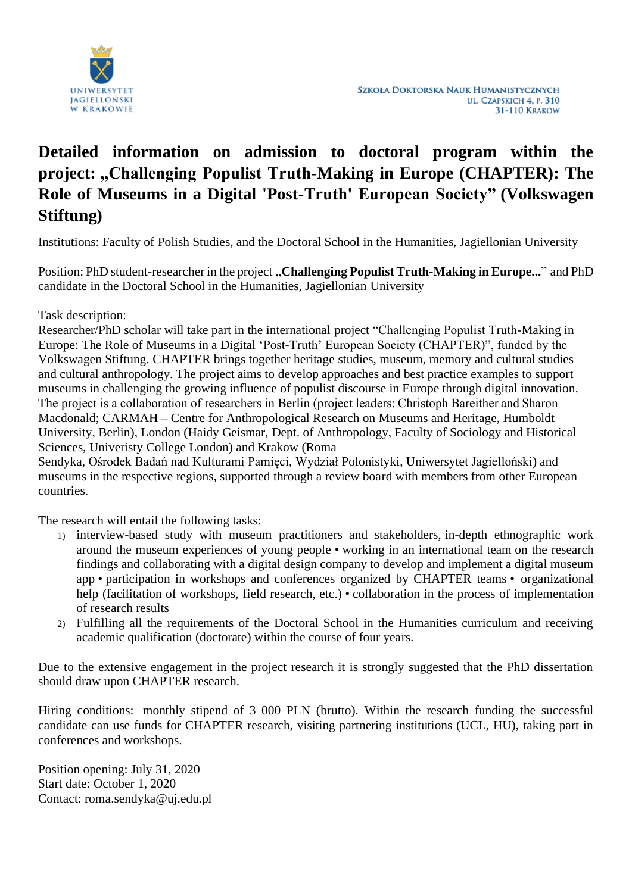UNIWERSYTET JAGIELLOŃSKI W KRAKOWIE

SZKOŁA DOKTORSKA NAUK HUMANISTYCZNYCH
UL. CZAPSKICH 4, P. 310
31-110 KRAKÓW

# Detailed information on admission to doctoral program within the project: „Challenging Populist Truth-Making in Europe (CHAPTER): The Role of Museums in a Digital 'Post-Truth' European Society" (Volkswagen Stiftung)

Institutions: Faculty of Polish Studies, and the Doctoral School in the Humanities, Jagiellonian University

Position: PhD student-researcher in the project „**Challenging Populist Truth-Making in Europe...**" and PhD candidate in the Doctoral School in the Humanities, Jagiellonian University

Task description:
Researcher/PhD scholar will take part in the international project "Challenging Populist Truth-Making in Europe: The Role of Museums in a Digital 'Post-Truth' European Society (CHAPTER)", funded by the Volkswagen Stiftung. CHAPTER brings together heritage studies, museum, memory and cultural studies and cultural anthropology. The project aims to develop approaches and best practice examples to support museums in challenging the growing influence of populist discourse in Europe through digital innovation. The project is a collaboration of researchers in Berlin (project leaders: Christoph Bareither and Sharon Macdonald; CARMAH – Centre for Anthropological Research on Museums and Heritage, Humboldt University, Berlin), London (Haidy Geismar, Dept. of Anthropology, Faculty of Sociology and Historical Sciences, Univeristy College London) and Krakow (Roma Sendyka, Ośrodek Badań nad Kulturami Pamięci, Wydział Polonistyki, Uniwersytet Jagielloński) and museums in the respective regions, supported through a review board with members from other European countries.

The research will entail the following tasks:

1) interview-based study with museum practitioners and stakeholders, in-depth ethnographic work around the museum experiences of young people • working in an international team on the research findings and collaborating with a digital design company to develop and implement a digital museum app • participation in workshops and conferences organized by CHAPTER teams • organizational help (facilitation of workshops, field research, etc.) • collaboration in the process of implementation of research results
2) Fulfilling all the requirements of the Doctoral School in the Humanities curriculum and receiving academic qualification (doctorate) within the course of four years.

Due to the extensive engagement in the project research it is strongly suggested that the PhD dissertation should draw upon CHAPTER research.

Hiring conditions: monthly stipend of 3 000 PLN (brutto). Within the research funding the successful candidate can use funds for CHAPTER research, visiting partnering institutions (UCL, HU), taking part in conferences and workshops.

Position opening: July 31, 2020
Start date: October 1, 2020
Contact: roma.sendyka@uj.edu.pl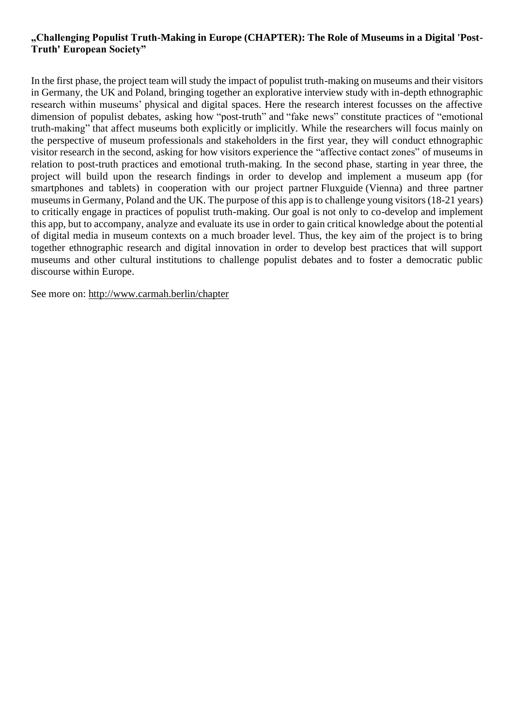**„Challenging Populist Truth-Making in Europe (CHAPTER): The Role of Museums in a Digital 'Post-Truth' European Society"**

In the first phase, the project team will study the impact of populist truth-making on museums and their visitors in Germany, the UK and Poland, bringing together an explorative interview study with in-depth ethnographic research within museums' physical and digital spaces. Here the research interest focusses on the affective dimension of populist debates, asking how "post-truth" and "fake news" constitute practices of "emotional truth-making" that affect museums both explicitly or implicitly. While the researchers will focus mainly on the perspective of museum professionals and stakeholders in the first year, they will conduct ethnographic visitor research in the second, asking for how visitors experience the "affective contact zones" of museums in relation to post-truth practices and emotional truth-making. In the second phase, starting in year three, the project will build upon the research findings in order to develop and implement a museum app (for smartphones and tablets) in cooperation with our project partner Fluxguide (Vienna) and three partner museums in Germany, Poland and the UK. The purpose of this app is to challenge young visitors (18-21 years) to critically engage in practices of populist truth-making. Our goal is not only to co-develop and implement this app, but to accompany, analyze and evaluate its use in order to gain critical knowledge about the potential of digital media in museum contexts on a much broader level. Thus, the key aim of the project is to bring together ethnographic research and digital innovation in order to develop best practices that will support museums and other cultural institutions to challenge populist debates and to foster a democratic public discourse within Europe.

See more on: http://www.carmah.berlin/chapter